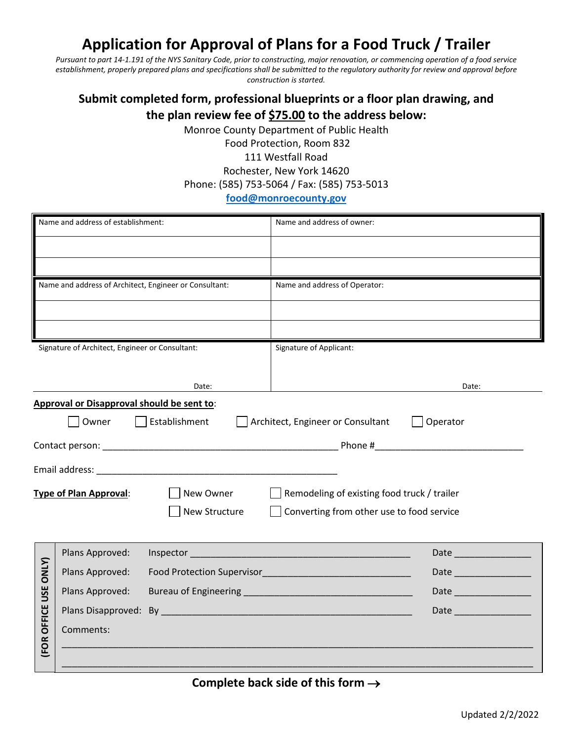# Application for Approval of Plans for a Food Truck / Trailer

*Pursuant to part 14-1.191 of the NYS Sanitary Code, prior to constructing, major renovation, or commencing operation of a food service establishment, properly prepared plans and specifications shall be submitted to the regulatory authority for review and approval before construction is started.*

## Submit completed form, professional blueprints or a floor plan drawing, and the plan review fee of $75.00 to the address below:

Monroe County Department of Public Health
Food Protection, Room 832
111 Westfall Road
Rochester, New York 14620
Phone: (585) 753-5064 / Fax: (585) 753-5013
food@monroecounty.gov

| Name and address of establishment: | Name and address of owner: |
|---|---|
| | |
| | |
| **Name and address of Architect, Engineer or Consultant:** | **Name and address of Operator:** |
| | |
| | |
| Signature of Architect, Engineer or Consultant: <br><br> Date: | Signature of Applicant: <br><br> Date: |

**Approval or Disapproval should be sent to**:

☐ Owner ☐ Establishment ☐ Architect, Engineer or Consultant ☐ Operator

Contact person: ______________________________________________ Phone #____________________________

Email address: ______________________________________________

**Type of Plan Approval**: ☐ New Owner ☐ Remodeling of existing food truck / trailer

☐ New Structure ☐ Converting from other use to food service

**(FOR OFFICE USE ONLY)**

Plans Approved: Inspector ________________________________________ Date ______________

Plans Approved: Food Protection Supervisor___________________________ Date ______________

Plans Approved: Bureau of Engineering _______________________________ Date ______________

Plans Disapproved: By ____________________________________________ Date ______________

Comments:

_______________________________________________________________________________

_______________________________________________________________________________

**Complete back side of this form →**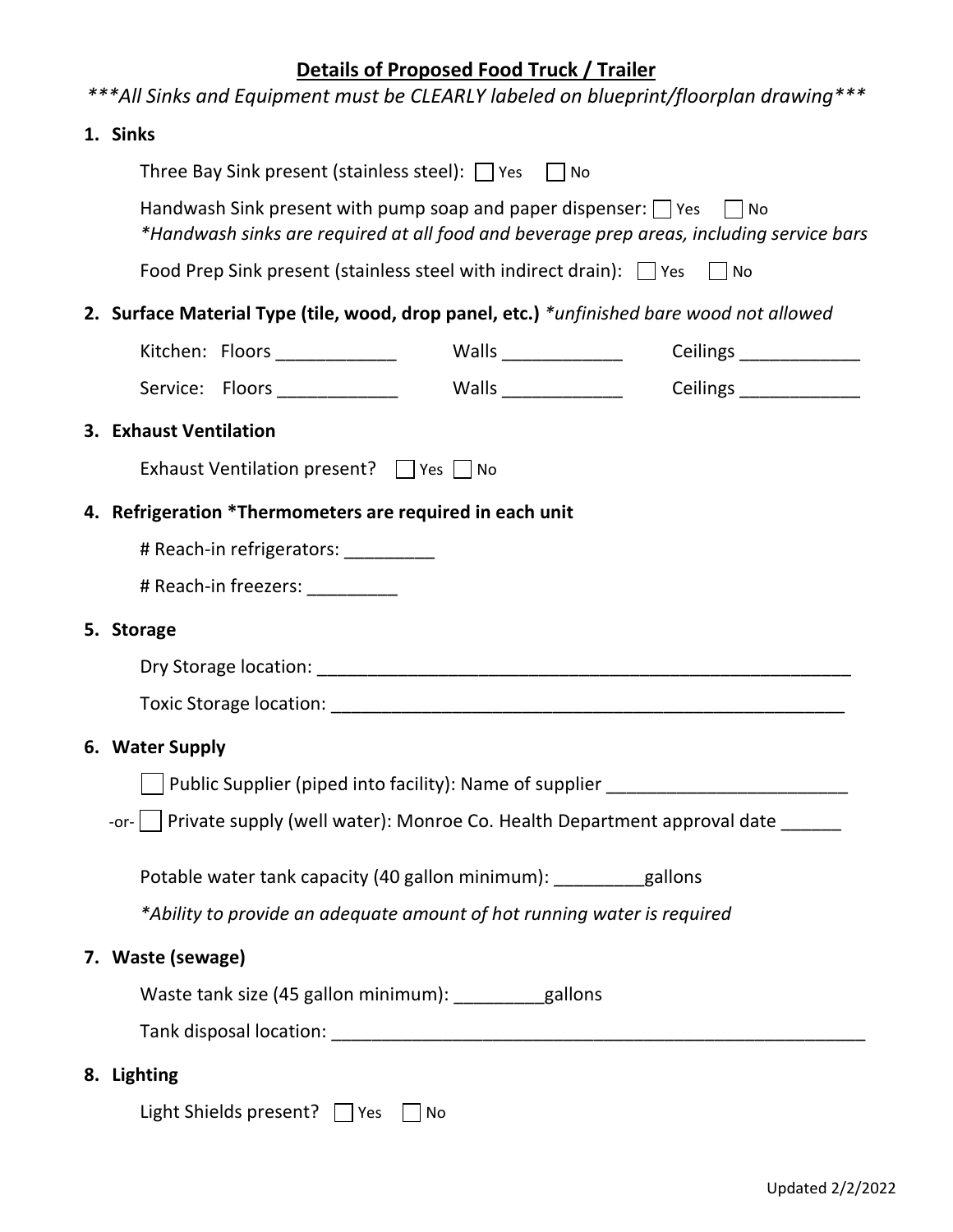## Details of Proposed Food Truck / Trailer

*\*\*\*All Sinks and Equipment must be CLEARLY labeled on blueprint/floorplan drawing\*\*\**

**1. Sinks**

Three Bay Sink present (stainless steel): ☐ Yes ☐ No

Handwash Sink present with pump soap and paper dispenser: ☐ Yes ☐ No
*\*Handwash sinks are required at all food and beverage prep areas, including service bars*

Food Prep Sink present (stainless steel with indirect drain): ☐ Yes ☐ No

**2. Surface Material Type (tile, wood, drop panel, etc.)** *\*unfinished bare wood not allowed*

Kitchen: Floors ____________ Walls ____________ Ceilings ____________

Service: Floors ____________ Walls ____________ Ceilings ____________

**3. Exhaust Ventilation**

Exhaust Ventilation present? ☐ Yes ☐ No

**4. Refrigeration \*Thermometers are required in each unit**

# Reach-in refrigerators: _________

# Reach-in freezers: _________

**5. Storage**

Dry Storage location: _______________________________________________________

Toxic Storage location: _____________________________________________________

**6. Water Supply**

☐ Public Supplier (piped into facility): Name of supplier ________________________

-or- ☐ Private supply (well water): Monroe Co. Health Department approval date ______

Potable water tank capacity (40 gallon minimum): _________gallons

*\*Ability to provide an adequate amount of hot running water is required*

**7. Waste (sewage)**

Waste tank size (45 gallon minimum): _________gallons

Tank disposal location: _______________________________________________________

**8. Lighting**

Light Shields present? ☐ Yes ☐ No

Updated 2/2/2022